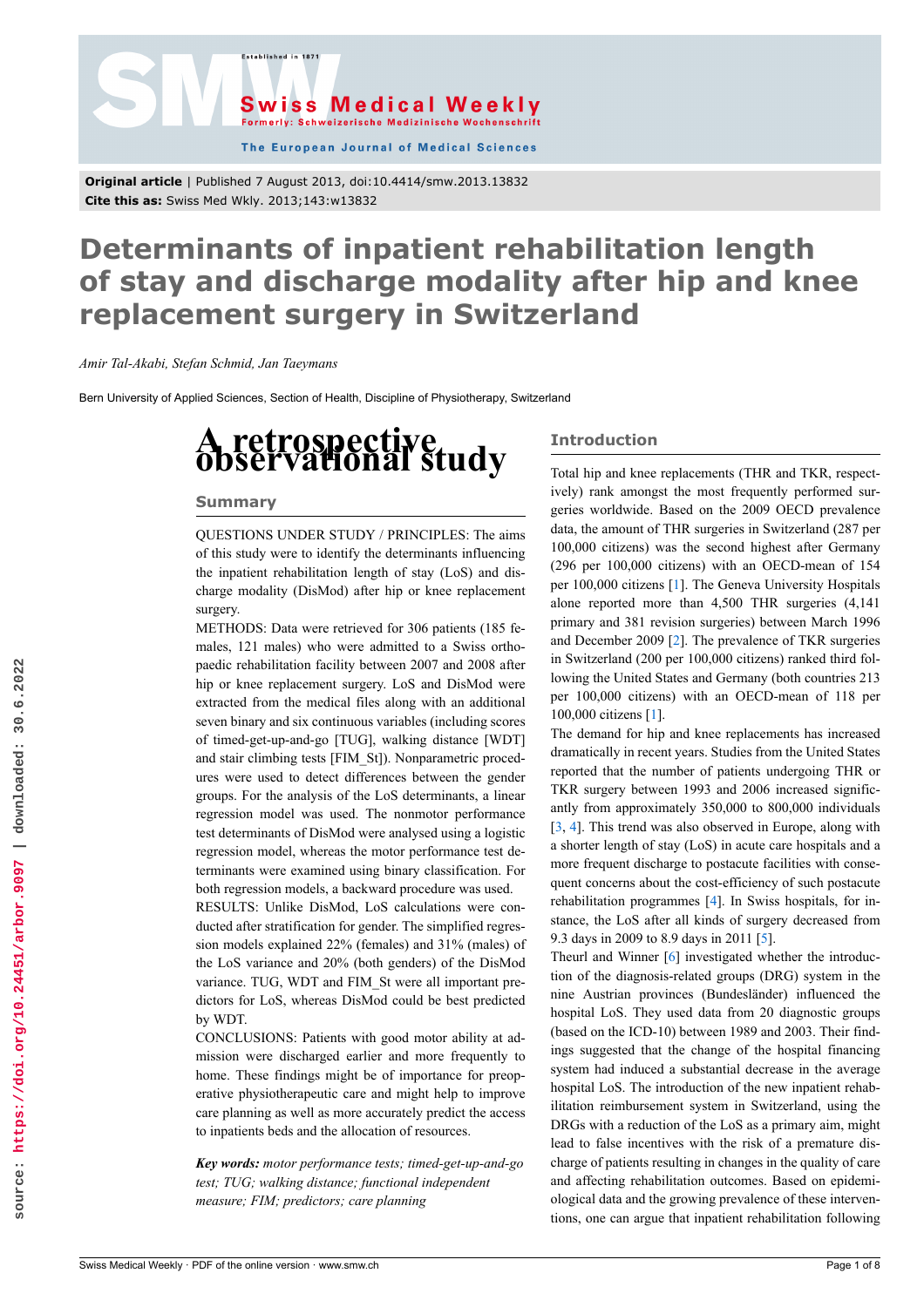Original article | Published 7 August 2013, doi:10.4414/smw.2013.13832
**Cite this as:** Swiss Med Wkly. 2013;143:w13832

# Determinants of inpatient rehabilitation length of stay and discharge modality after hip and knee replacement surgery in Switzerland

*Amir Tal-Akabi, Stefan Schmid, Jan Taeymans*

Bern University of Applied Sciences, Section of Health, Discipline of Physiotherapy, Switzerland

## A retrospective observational study

### Summary

QUESTIONS UNDER STUDY / PRINCIPLES: The aims of this study were to identify the determinants influencing the inpatient rehabilitation length of stay (LoS) and discharge modality (DisMod) after hip or knee replacement surgery.

METHODS: Data were retrieved for 306 patients (185 females, 121 males) who were admitted to a Swiss orthopaedic rehabilitation facility between 2007 and 2008 after hip or knee replacement surgery. LoS and DisMod were extracted from the medical files along with an additional seven binary and six continuous variables (including scores of timed-get-up-and-go [TUG], walking distance [WDT] and stair climbing tests [FIM_St]). Nonparametric procedures were used to detect differences between the gender groups. For the analysis of the LoS determinants, a linear regression model was used. The nonmotor performance test determinants of DisMod were analysed using a logistic regression model, whereas the motor performance test determinants were examined using binary classification. For both regression models, a backward procedure was used.

RESULTS: Unlike DisMod, LoS calculations were conducted after stratification for gender. The simplified regression models explained 22% (females) and 31% (males) of the LoS variance and 20% (both genders) of the DisMod variance. TUG, WDT and FIM_St were all important predictors for LoS, whereas DisMod could be best predicted by WDT.

CONCLUSIONS: Patients with good motor ability at admission were discharged earlier and more frequently to home. These findings might be of importance for preoperative physiotherapeutic care and might help to improve care planning as well as more accurately predict the access to inpatients beds and the allocation of resources.

***Key words:*** *motor performance tests; timed-get-up-and-go test; TUG; walking distance; functional independent measure; FIM; predictors; care planning*

### Introduction

Total hip and knee replacements (THR and TKR, respectively) rank amongst the most frequently performed surgeries worldwide. Based on the 2009 OECD prevalence data, the amount of THR surgeries in Switzerland (287 per 100,000 citizens) was the second highest after Germany (296 per 100,000 citizens) with an OECD-mean of 154 per 100,000 citizens [1]. The Geneva University Hospitals alone reported more than 4,500 THR surgeries (4,141 primary and 381 revision surgeries) between March 1996 and December 2009 [2]. The prevalence of TKR surgeries in Switzerland (200 per 100,000 citizens) ranked third following the United States and Germany (both countries 213 per 100,000 citizens) with an OECD-mean of 118 per 100,000 citizens [1].

The demand for hip and knee replacements has increased dramatically in recent years. Studies from the United States reported that the number of patients undergoing THR or TKR surgery between 1993 and 2006 increased significantly from approximately 350,000 to 800,000 individuals [3, 4]. This trend was also observed in Europe, along with a shorter length of stay (LoS) in acute care hospitals and a more frequent discharge to postacute facilities with consequent concerns about the cost-efficiency of such postacute rehabilitation programmes [4]. In Swiss hospitals, for instance, the LoS after all kinds of surgery decreased from 9.3 days in 2009 to 8.9 days in 2011 [5].

Theurl and Winner [6] investigated whether the introduction of the diagnosis-related groups (DRG) system in the nine Austrian provinces (Bundesländer) influenced the hospital LoS. They used data from 20 diagnostic groups (based on the ICD-10) between 1989 and 2003. Their findings suggested that the change of the hospital financing system had induced a substantial decrease in the average hospital LoS. The introduction of the new inpatient rehabilitation reimbursement system in Switzerland, using the DRGs with a reduction of the LoS as a primary aim, might lead to false incentives with the risk of a premature discharge of patients resulting in changes in the quality of care and affecting rehabilitation outcomes. Based on epidemiological data and the growing prevalence of these interventions, one can argue that inpatient rehabilitation following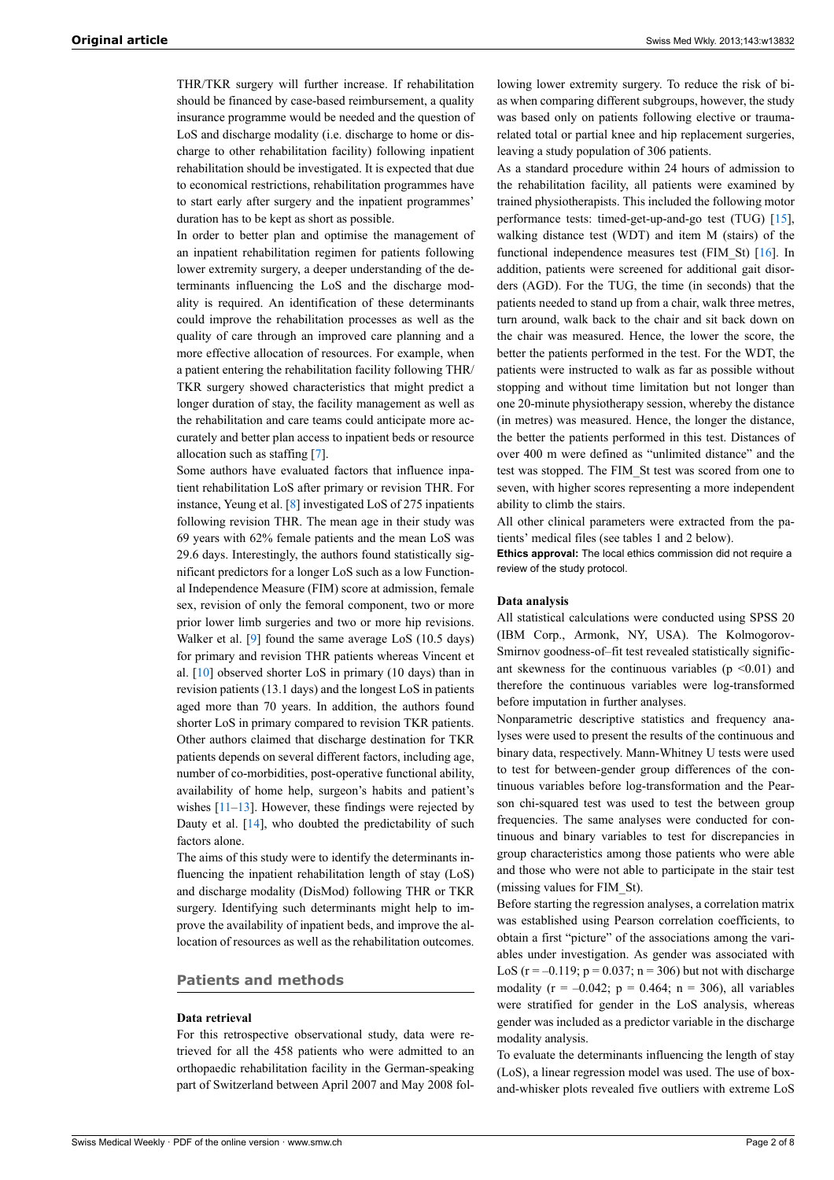THR/TKR surgery will further increase. If rehabilitation should be financed by case-based reimbursement, a quality insurance programme would be needed and the question of LoS and discharge modality (i.e. discharge to home or discharge to other rehabilitation facility) following inpatient rehabilitation should be investigated. It is expected that due to economical restrictions, rehabilitation programmes have to start early after surgery and the inpatient programmes' duration has to be kept as short as possible.

In order to better plan and optimise the management of an inpatient rehabilitation regimen for patients following lower extremity surgery, a deeper understanding of the determinants influencing the LoS and the discharge modality is required. An identification of these determinants could improve the rehabilitation processes as well as the quality of care through an improved care planning and a more effective allocation of resources. For example, when a patient entering the rehabilitation facility following THR/TKR surgery showed characteristics that might predict a longer duration of stay, the facility management as well as the rehabilitation and care teams could anticipate more accurately and better plan access to inpatient beds or resource allocation such as staffing [7].

Some authors have evaluated factors that influence inpatient rehabilitation LoS after primary or revision THR. For instance, Yeung et al. [8] investigated LoS of 275 inpatients following revision THR. The mean age in their study was 69 years with 62% female patients and the mean LoS was 29.6 days. Interestingly, the authors found statistically significant predictors for a longer LoS such as a low Functional Independence Measure (FIM) score at admission, female sex, revision of only the femoral component, two or more prior lower limb surgeries and two or more hip revisions. Walker et al. [9] found the same average LoS (10.5 days) for primary and revision THR patients whereas Vincent et al. [10] observed shorter LoS in primary (10 days) than in revision patients (13.1 days) and the longest LoS in patients aged more than 70 years. In addition, the authors found shorter LoS in primary compared to revision TKR patients. Other authors claimed that discharge destination for TKR patients depends on several different factors, including age, number of co-morbidities, post-operative functional ability, availability of home help, surgeon's habits and patient's wishes [11–13]. However, these findings were rejected by Dauty et al. [14], who doubted the predictability of such factors alone.

The aims of this study were to identify the determinants influencing the inpatient rehabilitation length of stay (LoS) and discharge modality (DisMod) following THR or TKR surgery. Identifying such determinants might help to improve the availability of inpatient beds, and improve the allocation of resources as well as the rehabilitation outcomes.

## Patients and methods

### Data retrieval

For this retrospective observational study, data were retrieved for all the 458 patients who were admitted to an orthopaedic rehabilitation facility in the German-speaking part of Switzerland between April 2007 and May 2008 following lower extremity surgery. To reduce the risk of bias when comparing different subgroups, however, the study was based only on patients following elective or trauma-related total or partial knee and hip replacement surgeries, leaving a study population of 306 patients.

As a standard procedure within 24 hours of admission to the rehabilitation facility, all patients were examined by trained physiotherapists. This included the following motor performance tests: timed-get-up-and-go test (TUG) [15], walking distance test (WDT) and item M (stairs) of the functional independence measures test (FIM_St) [16]. In addition, patients were screened for additional gait disorders (AGD). For the TUG, the time (in seconds) that the patients needed to stand up from a chair, walk three metres, turn around, walk back to the chair and sit back down on the chair was measured. Hence, the lower the score, the better the patients performed in the test. For the WDT, the patients were instructed to walk as far as possible without stopping and without time limitation but not longer than one 20-minute physiotherapy session, whereby the distance (in metres) was measured. Hence, the longer the distance, the better the patients performed in this test. Distances of over 400 m were defined as "unlimited distance" and the test was stopped. The FIM_St test was scored from one to seven, with higher scores representing a more independent ability to climb the stairs.

All other clinical parameters were extracted from the patients' medical files (see tables 1 and 2 below).

**Ethics approval:** The local ethics commission did not require a review of the study protocol.

### Data analysis

All statistical calculations were conducted using SPSS 20 (IBM Corp., Armonk, NY, USA). The Kolmogorov-Smirnov goodness-of–fit test revealed statistically significant skewness for the continuous variables ($p < 0.01$) and therefore the continuous variables were log-transformed before imputation in further analyses.

Nonparametric descriptive statistics and frequency analyses were used to present the results of the continuous and binary data, respectively. Mann-Whitney U tests were used to test for between-gender group differences of the continuous variables before log-transformation and the Pearson chi-squared test was used to test the between group frequencies. The same analyses were conducted for continuous and binary variables to test for discrepancies in group characteristics among those patients who were able and those who were not able to participate in the stair test (missing values for FIM_St).

Before starting the regression analyses, a correlation matrix was established using Pearson correlation coefficients, to obtain a first "picture" of the associations among the variables under investigation. As gender was associated with LoS ($r = –0.119$; $p = 0.037$; $n = 306$) but not with discharge modality ($r = –0.042$; $p = 0.464$; $n = 306$), all variables were stratified for gender in the LoS analysis, whereas gender was included as a predictor variable in the discharge modality analysis.

To evaluate the determinants influencing the length of stay (LoS), a linear regression model was used. The use of box-and-whisker plots revealed five outliers with extreme LoS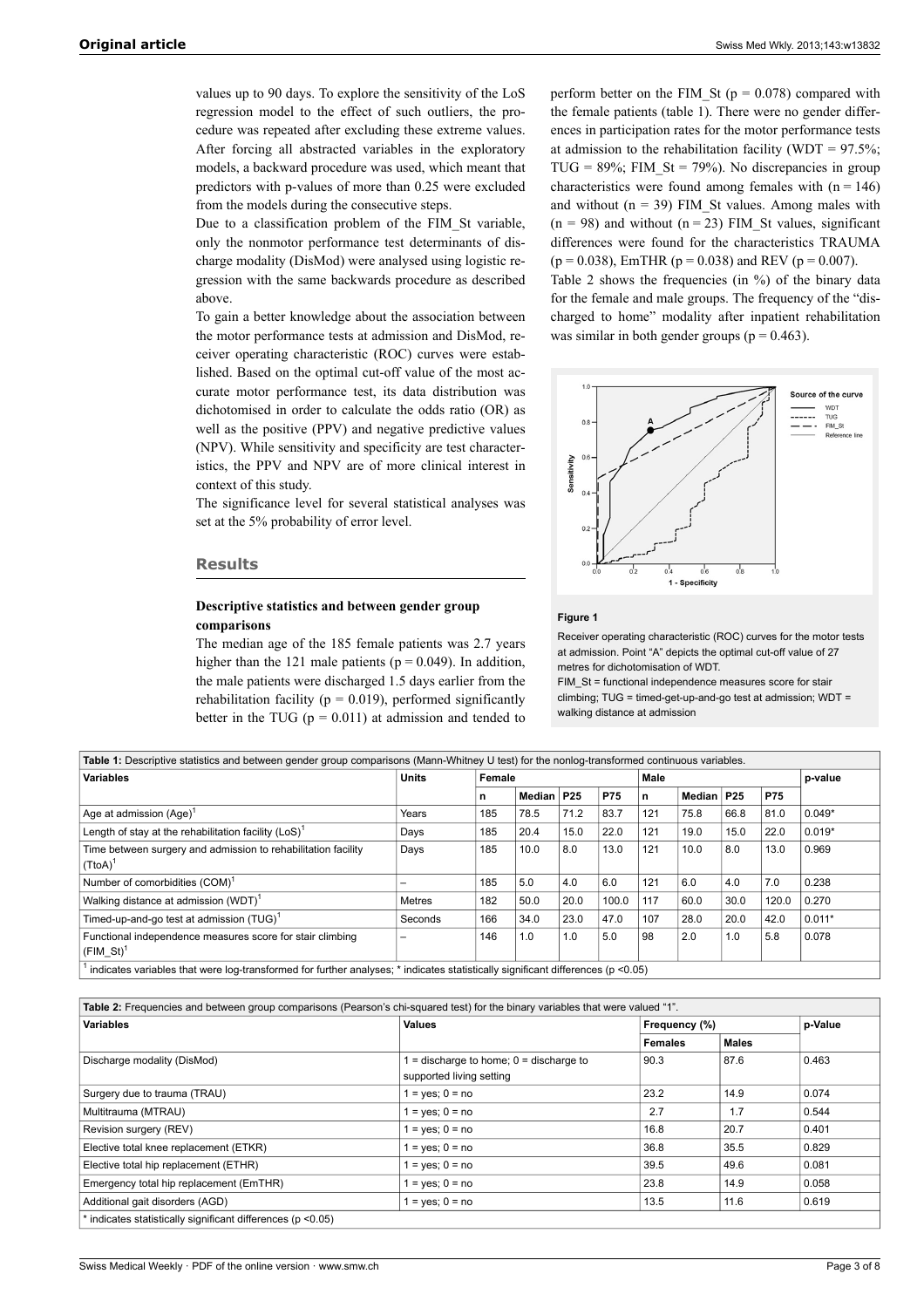values up to 90 days. To explore the sensitivity of the LoS regression model to the effect of such outliers, the procedure was repeated after excluding these extreme values. After forcing all abstracted variables in the exploratory models, a backward procedure was used, which meant that predictors with p-values of more than 0.25 were excluded from the models during the consecutive steps.

Due to a classification problem of the FIM_St variable, only the nonmotor performance test determinants of discharge modality (DisMod) were analysed using logistic regression with the same backwards procedure as described above.

To gain a better knowledge about the association between the motor performance tests at admission and DisMod, receiver operating characteristic (ROC) curves were established. Based on the optimal cut-off value of the most accurate motor performance test, its data distribution was dichotomised in order to calculate the odds ratio (OR) as well as the positive (PPV) and negative predictive values (NPV). While sensitivity and specificity are test characteristics, the PPV and NPV are of more clinical interest in context of this study.

The significance level for several statistical analyses was set at the 5% probability of error level.

## Results

### Descriptive statistics and between gender group comparisons

The median age of the 185 female patients was 2.7 years higher than the 121 male patients ($p = 0.049$). In addition, the male patients were discharged 1.5 days earlier from the rehabilitation facility ($p = 0.019$), performed significantly better in the TUG ($p = 0.011$) at admission and tended to perform better on the FIM_St ($p = 0.078$) compared with the female patients (table 1). There were no gender differences in participation rates for the motor performance tests at admission to the rehabilitation facility (WDT = 97.5%; TUG = 89%; FIM_St = 79%). No discrepancies in group characteristics were found among females with ($n = 146$) and without ($n = 39$) FIM_St values. Among males with ($n = 98$) and without ($n = 23$) FIM_St values, significant differences were found for the characteristics TRAUMA ($p = 0.038$), EmTHR ($p = 0.038$) and REV ($p = 0.007$).

Table 2 shows the frequencies (in %) of the binary data for the female and male groups. The frequency of the "discharged to home" modality after inpatient rehabilitation was similar in both gender groups ($p = 0.463$).

**Figure 1**

Receiver operating characteristic (ROC) curves for the motor tests at admission. Point "A" depicts the optimal cut-off value of 27 metres for dichotomisation of WDT.
FIM_St = functional independence measures score for stair climbing; TUG = timed-get-up-and-go test at admission; WDT = walking distance at admission

**Table 1:** Descriptive statistics and between gender group comparisons (Mann-Whitney U test) for the nonlog-transformed continuous variables.

| Variables | Units | Female | | | | Male | | | | p-value |
|---|---|---|---|---|---|---|---|---|---|---|
| | | n | Median | P25 | P75 | n | Median | P25 | P75 | |
| Age at admission (Age)[1] | Years | 185 | 78.5 | 71.2 | 83.7 | 121 | 75.8 | 66.8 | 81.0 | 0.049* |
| Length of stay at the rehabilitation facility (LoS)[1] | Days | 185 | 20.4 | 15.0 | 22.0 | 121 | 19.0 | 15.0 | 22.0 | 0.019* |
| Time between surgery and admission to rehabilitation facility (TtoA)[1] | Days | 185 | 10.0 | 8.0 | 13.0 | 121 | 10.0 | 8.0 | 13.0 | 0.969 |
| Number of comorbidities (COM)[1] | – | 185 | 5.0 | 4.0 | 6.0 | 121 | 6.0 | 4.0 | 7.0 | 0.238 |
| Walking distance at admission (WDT)[1] | Metres | 182 | 50.0 | 20.0 | 100.0 | 117 | 60.0 | 30.0 | 120.0 | 0.270 |
| Timed-up-and-go test at admission (TUG)[1] | Seconds | 166 | 34.0 | 23.0 | 47.0 | 107 | 28.0 | 20.0 | 42.0 | 0.011* |
| Functional independence measures score for stair climbing (FIM_St)[1] | – | 146 | 1.0 | 1.0 | 5.0 | 98 | 2.0 | 1.0 | 5.8 | 0.078 |

[1] indicates variables that were log-transformed for further analyses; * indicates statistically significant differences ($p < 0.05$)

**Table 2:** Frequencies and between group comparisons (Pearson's chi-squared test) for the binary variables that were valued "1".

| Variables | Values | Frequency (%) | | p-Value |
|---|---|---|---|---|
| | | Females | Males | |
| Discharge modality (DisMod) | 1 = discharge to home; 0 = discharge to supported living setting | 90.3 | 87.6 | 0.463 |
| Surgery due to trauma (TRAU) | 1 = yes; 0 = no | 23.2 | 14.9 | 0.074 |
| Multitrauma (MTRAU) | 1 = yes; 0 = no | 2.7 | 1.7 | 0.544 |
| Revision surgery (REV) | 1 = yes; 0 = no | 16.8 | 20.7 | 0.401 |
| Elective total knee replacement (ETKR) | 1 = yes; 0 = no | 36.8 | 35.5 | 0.829 |
| Elective total hip replacement (ETHR) | 1 = yes; 0 = no | 39.5 | 49.6 | 0.081 |
| Emergency total hip replacement (EmTHR) | 1 = yes; 0 = no | 23.8 | 14.9 | 0.058 |
| Additional gait disorders (AGD) | 1 = yes; 0 = no | 13.5 | 11.6 | 0.619 |

* indicates statistically significant differences ($p < 0.05$)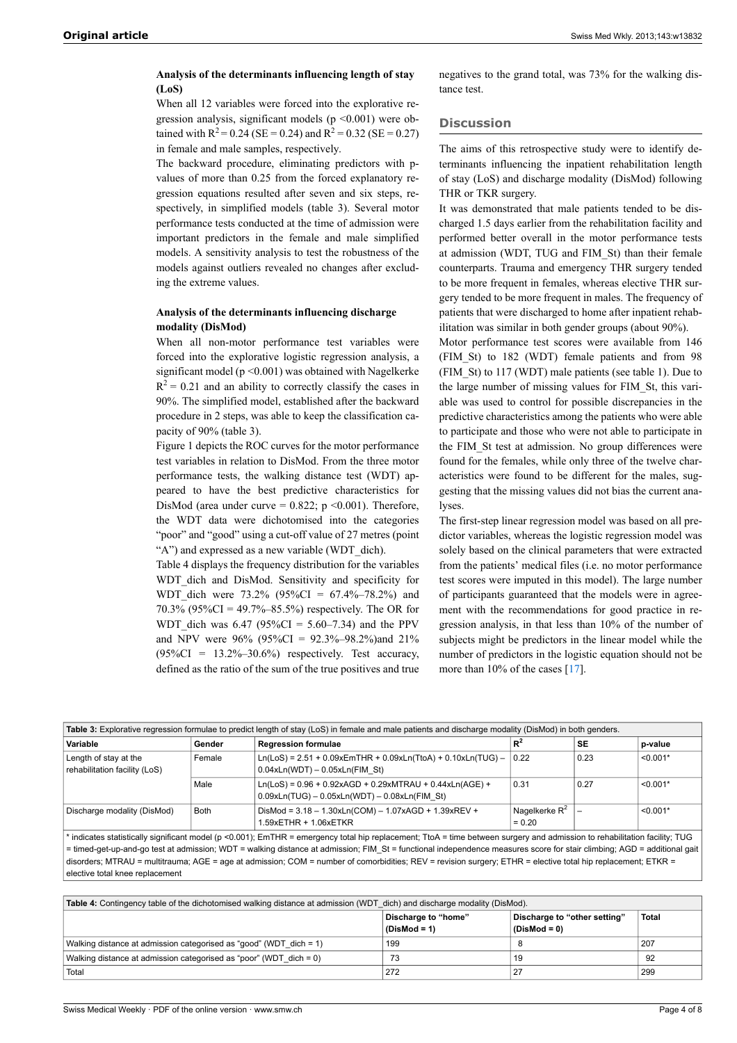### Analysis of the determinants influencing length of stay (LoS)

When all 12 variables were forced into the explorative regression analysis, significant models ($p < 0.001$) were obtained with $R^2 = 0.24$ (SE = 0.24) and $R^2 = 0.32$ (SE = 0.27) in female and male samples, respectively.

The backward procedure, eliminating predictors with p-values of more than 0.25 from the forced explanatory regression equations resulted after seven and six steps, respectively, in simplified models (table 3). Several motor performance tests conducted at the time of admission were important predictors in the female and male simplified models. A sensitivity analysis to test the robustness of the models against outliers revealed no changes after excluding the extreme values.

### Analysis of the determinants influencing discharge modality (DisMod)

When all non-motor performance test variables were forced into the explorative logistic regression analysis, a significant model ($p < 0.001$) was obtained with Nagelkerke $R^2 = 0.21$ and an ability to correctly classify the cases in 90%. The simplified model, established after the backward procedure in 2 steps, was able to keep the classification capacity of 90% (table 3).

Figure 1 depicts the ROC curves for the motor performance test variables in relation to DisMod. From the three motor performance tests, the walking distance test (WDT) appeared to have the best predictive characteristics for DisMod (area under curve = 0.822; $p < 0.001$). Therefore, the WDT data were dichotomised into the categories "poor" and "good" using a cut-off value of 27 metres (point "A") and expressed as a new variable (WDT_dich).

Table 4 displays the frequency distribution for the variables WDT_dich and DisMod. Sensitivity and specificity for WDT_dich were 73.2% (95%CI = 67.4%–78.2%) and 70.3% (95%CI = 49.7%–85.5%) respectively. The OR for WDT_dich was 6.47 (95%CI = 5.60–7.34) and the PPV and NPV were 96% (95%CI = 92.3%–98.2%)and 21% (95%CI = 13.2%–30.6%) respectively. Test accuracy, defined as the ratio of the sum of the true positives and true negatives to the grand total, was 73% for the walking distance test.

## Discussion

The aims of this retrospective study were to identify determinants influencing the inpatient rehabilitation length of stay (LoS) and discharge modality (DisMod) following THR or TKR surgery.

It was demonstrated that male patients tended to be discharged 1.5 days earlier from the rehabilitation facility and performed better overall in the motor performance tests at admission (WDT, TUG and FIM_St) than their female counterparts. Trauma and emergency THR surgery tended to be more frequent in females, whereas elective THR surgery tended to be more frequent in males. The frequency of patients that were discharged to home after inpatient rehabilitation was similar in both gender groups (about 90%).

Motor performance test scores were available from 146 (FIM_St) to 182 (WDT) female patients and from 98 (FIM_St) to 117 (WDT) male patients (see table 1). Due to the large number of missing values for FIM_St, this variable was used to control for possible discrepancies in the predictive characteristics among the patients who were able to participate and those who were not able to participate in the FIM_St test at admission. No group differences were found for the females, while only three of the twelve characteristics were found to be different for the males, suggesting that the missing values did not bias the current analyses.

The first-step linear regression model was based on all predictor variables, whereas the logistic regression model was solely based on the clinical parameters that were extracted from the patients' medical files (i.e. no motor performance test scores were imputed in this model). The large number of participants guaranteed that the models were in agreement with the recommendations for good practice in regression analysis, in that less than 10% of the number of subjects might be predictors in the linear model while the number of predictors in the logistic equation should not be more than 10% of the cases [17].

**Table 3:** Explorative regression formulae to predict length of stay (LoS) in female and male patients and discharge modality (DisMod) in both genders.

| Variable | Gender | Regression formulae | $R^2$ | SE | p-value |
|---|---|---|---|---|---|
| Length of stay at the rehabilitation facility (LoS) | Female | Ln(LoS) = 2.51 + 0.09xEmTHR + 0.09xLn(TtoA) + 0.10xLn(TUG) – 0.04xLn(WDT) – 0.05xLn(FIM_St) | 0.22 | 0.23 | <0.001* |
| | Male | Ln(LoS) = 0.96 + 0.92xAGD + 0.29xMTRAU + 0.44xLn(AGE) + 0.09xLn(TUG) – 0.05xLn(WDT) – 0.08xLn(FIM_St) | 0.31 | 0.27 | <0.001* |
| Discharge modality (DisMod) | Both | DisMod = 3.18 – 1.30xLn(COM) – 1.07xAGD + 1.39xREV + 1.59xETHR + 1.06xETKR | Nagelkerke $R^2$ = 0.20 | – | <0.001* |

\* indicates statistically significant model ($p < 0.001$); EmTHR = emergency total hip replacement; TtoA = time between surgery and admission to rehabilitation facility; TUG = timed-get-up-and-go test at admission; WDT = walking distance at admission; FIM_St = functional independence measures score for stair climbing; AGD = additional gait disorders; MTRAU = multitrauma; AGE = age at admission; COM = number of comorbidities; REV = revision surgery; ETHR = elective total hip replacement; ETKR = elective total knee replacement

**Table 4:** Contingency table of the dichotomised walking distance at admission (WDT_dich) and discharge modality (DisMod).

| | Discharge to "home" (DisMod = 1) | Discharge to "other setting" (DisMod = 0) | Total |
|---|---|---|---|
| Walking distance at admission categorised as "good" (WDT_dich = 1) | 199 | 8 | 207 |
| Walking distance at admission categorised as "poor" (WDT_dich = 0) | 73 | 19 | 92 |
| Total | 272 | 27 | 299 |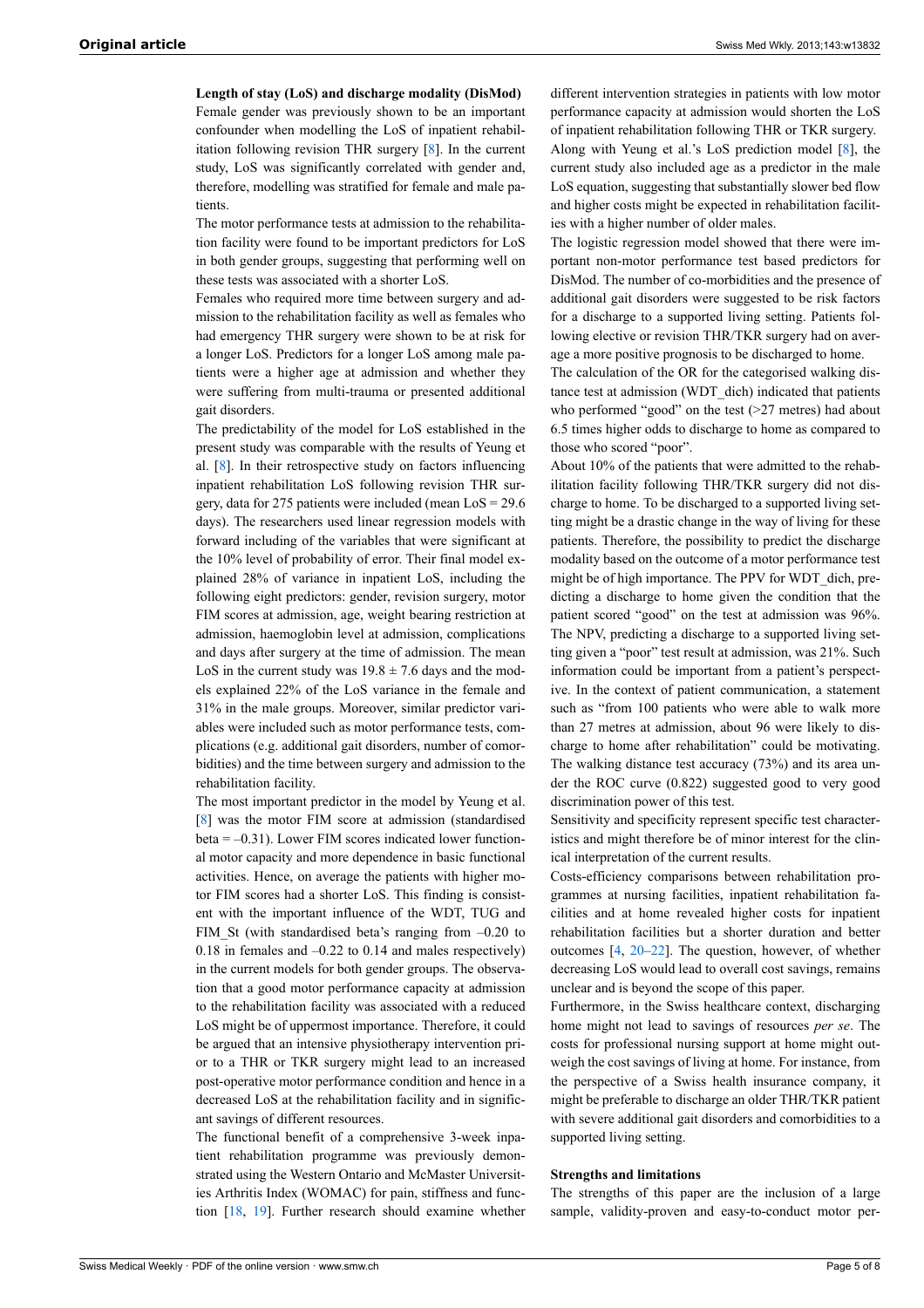**Length of stay (LoS) and discharge modality (DisMod)**

Female gender was previously shown to be an important confounder when modelling the LoS of inpatient rehabilitation following revision THR surgery [8]. In the current study, LoS was significantly correlated with gender and, therefore, modelling was stratified for female and male patients.

The motor performance tests at admission to the rehabilitation facility were found to be important predictors for LoS in both gender groups, suggesting that performing well on these tests was associated with a shorter LoS.

Females who required more time between surgery and admission to the rehabilitation facility as well as females who had emergency THR surgery were shown to be at risk for a longer LoS. Predictors for a longer LoS among male patients were a higher age at admission and whether they were suffering from multi-trauma or presented additional gait disorders.

The predictability of the model for LoS established in the present study was comparable with the results of Yeung et al. [8]. In their retrospective study on factors influencing inpatient rehabilitation LoS following revision THR surgery, data for 275 patients were included (mean LoS = 29.6 days). The researchers used linear regression models with forward including of the variables that were significant at the 10% level of probability of error. Their final model explained 28% of variance in inpatient LoS, including the following eight predictors: gender, revision surgery, motor FIM scores at admission, age, weight bearing restriction at admission, haemoglobin level at admission, complications and days after surgery at the time of admission. The mean LoS in the current study was 19.8 ± 7.6 days and the models explained 22% of the LoS variance in the female and 31% in the male groups. Moreover, similar predictor variables were included such as motor performance tests, complications (e.g. additional gait disorders, number of comorbidities) and the time between surgery and admission to the rehabilitation facility.

The most important predictor in the model by Yeung et al. [8] was the motor FIM score at admission (standardised beta = –0.31). Lower FIM scores indicated lower functional motor capacity and more dependence in basic functional activities. Hence, on average the patients with higher motor FIM scores had a shorter LoS. This finding is consistent with the important influence of the WDT, TUG and FIM_St (with standardised beta's ranging from –0.20 to 0.18 in females and –0.22 to 0.14 and males respectively) in the current models for both gender groups. The observation that a good motor performance capacity at admission to the rehabilitation facility was associated with a reduced LoS might be of uppermost importance. Therefore, it could be argued that an intensive physiotherapy intervention prior to a THR or TKR surgery might lead to an increased post-operative motor performance condition and hence in a decreased LoS at the rehabilitation facility and in significant savings of different resources.

The functional benefit of a comprehensive 3-week inpatient rehabilitation programme was previously demonstrated using the Western Ontario and McMaster Universities Arthritis Index (WOMAC) for pain, stiffness and function [18, 19]. Further research should examine whether different intervention strategies in patients with low motor performance capacity at admission would shorten the LoS of inpatient rehabilitation following THR or TKR surgery.

Along with Yeung et al.'s LoS prediction model [8], the current study also included age as a predictor in the male LoS equation, suggesting that substantially slower bed flow and higher costs might be expected in rehabilitation facilities with a higher number of older males.

The logistic regression model showed that there were important non-motor performance test based predictors for DisMod. The number of co-morbidities and the presence of additional gait disorders were suggested to be risk factors for a discharge to a supported living setting. Patients following elective or revision THR/TKR surgery had on average a more positive prognosis to be discharged to home.

The calculation of the OR for the categorised walking distance test at admission (WDT_dich) indicated that patients who performed "good" on the test (>27 metres) had about 6.5 times higher odds to discharge to home as compared to those who scored "poor".

About 10% of the patients that were admitted to the rehabilitation facility following THR/TKR surgery did not discharge to home. To be discharged to a supported living setting might be a drastic change in the way of living for these patients. Therefore, the possibility to predict the discharge modality based on the outcome of a motor performance test might be of high importance. The PPV for WDT_dich, predicting a discharge to home given the condition that the patient scored "good" on the test at admission was 96%. The NPV, predicting a discharge to a supported living setting given a "poor" test result at admission, was 21%. Such information could be important from a patient's perspective. In the context of patient communication, a statement such as "from 100 patients who were able to walk more than 27 metres at admission, about 96 were likely to discharge to home after rehabilitation" could be motivating. The walking distance test accuracy (73%) and its area under the ROC curve (0.822) suggested good to very good discrimination power of this test.

Sensitivity and specificity represent specific test characteristics and might therefore be of minor interest for the clinical interpretation of the current results.

Costs-efficiency comparisons between rehabilitation programmes at nursing facilities, inpatient rehabilitation facilities and at home revealed higher costs for inpatient rehabilitation facilities but a shorter duration and better outcomes [4, 20–22]. The question, however, of whether decreasing LoS would lead to overall cost savings, remains unclear and is beyond the scope of this paper.

Furthermore, in the Swiss healthcare context, discharging home might not lead to savings of resources *per se*. The costs for professional nursing support at home might outweigh the cost savings of living at home. For instance, from the perspective of a Swiss health insurance company, it might be preferable to discharge an older THR/TKR patient with severe additional gait disorders and comorbidities to a supported living setting.

**Strengths and limitations**

The strengths of this paper are the inclusion of a large sample, validity-proven and easy-to-conduct motor per-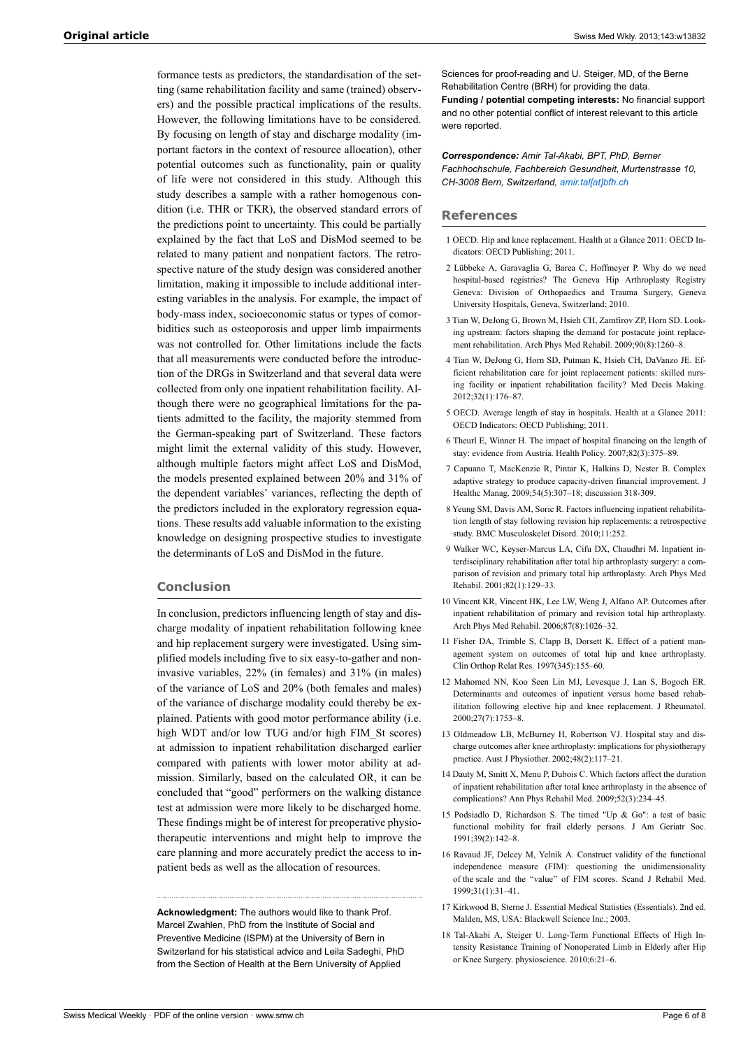formance tests as predictors, the standardisation of the setting (same rehabilitation facility and same (trained) observers) and the possible practical implications of the results. However, the following limitations have to be considered. By focusing on length of stay and discharge modality (important factors in the context of resource allocation), other potential outcomes such as functionality, pain or quality of life were not considered in this study. Although this study describes a sample with a rather homogenous condition (i.e. THR or TKR), the observed standard errors of the predictions point to uncertainty. This could be partially explained by the fact that LoS and DisMod seemed to be related to many patient and nonpatient factors. The retrospective nature of the study design was considered another limitation, making it impossible to include additional interesting variables in the analysis. For example, the impact of body-mass index, socioeconomic status or types of comorbidities such as osteoporosis and upper limb impairments was not controlled for. Other limitations include the facts that all measurements were conducted before the introduction of the DRGs in Switzerland and that several data were collected from only one inpatient rehabilitation facility. Although there were no geographical limitations for the patients admitted to the facility, the majority stemmed from the German-speaking part of Switzerland. These factors might limit the external validity of this study. However, although multiple factors might affect LoS and DisMod, the models presented explained between 20% and 31% of the dependent variables' variances, reflecting the depth of the predictors included in the exploratory regression equations. These results add valuable information to the existing knowledge on designing prospective studies to investigate the determinants of LoS and DisMod in the future.

## Conclusion

In conclusion, predictors influencing length of stay and discharge modality of inpatient rehabilitation following knee and hip replacement surgery were investigated. Using simplified models including five to six easy-to-gather and noninvasive variables, 22% (in females) and 31% (in males) of the variance of LoS and 20% (both females and males) of the variance of discharge modality could thereby be explained. Patients with good motor performance ability (i.e. high WDT and/or low TUG and/or high FIM_St scores) at admission to inpatient rehabilitation discharged earlier compared with patients with lower motor ability at admission. Similarly, based on the calculated OR, it can be concluded that "good" performers on the walking distance test at admission were more likely to be discharged home. These findings might be of interest for preoperative physiotherapeutic interventions and might help to improve the care planning and more accurately predict the access to inpatient beds as well as the allocation of resources.

**Acknowledgment:** The authors would like to thank Prof. Marcel Zwahlen, PhD from the Institute of Social and Preventive Medicine (ISPM) at the University of Bern in Switzerland for his statistical advice and Leila Sadeghi, PhD from the Section of Health at the Bern University of Applied Sciences for proof-reading and U. Steiger, MD, of the Berne Rehabilitation Centre (BRH) for providing the data.

**Funding / potential competing interests:** No financial support and no other potential conflict of interest relevant to this article were reported.

***Correspondence:*** *Amir Tal-Akabi, BPT, PhD, Berner Fachhochschule, Fachbereich Gesundheit, Murtenstrasse 10, CH-3008 Bern, Switzerland, amir.tal[at]bfh.ch*

## References

1. OECD. Hip and knee replacement. Health at a Glance 2011: OECD Indicators: OECD Publishing; 2011.
2. Lübbeke A, Garavaglia G, Barea C, Hoffmeyer P. Why do we need hospital-based registries? The Geneva Hip Arthroplasty Registry Geneva: Division of Orthopaedics and Trauma Surgery, Geneva University Hospitals, Geneva, Switzerland; 2010.
3. Tian W, DeJong G, Brown M, Hsieh CH, Zamfirov ZP, Horn SD. Looking upstream: factors shaping the demand for postacute joint replacement rehabilitation. Arch Phys Med Rehabil. 2009;90(8):1260–8.
4. Tian W, DeJong G, Horn SD, Putman K, Hsieh CH, DaVanzo JE. Efficient rehabilitation care for joint replacement patients: skilled nursing facility or inpatient rehabilitation facility? Med Decis Making. 2012;32(1):176–87.
5. OECD. Average length of stay in hospitals. Health at a Glance 2011: OECD Indicators: OECD Publishing; 2011.
6. Theurl E, Winner H. The impact of hospital financing on the length of stay: evidence from Austria. Health Policy. 2007;82(3):375–89.
7. Capuano T, MacKenzie R, Pintar K, Halkins D, Nester B. Complex adaptive strategy to produce capacity-driven financial improvement. J Healthc Manag. 2009;54(5):307–18; discussion 318-309.
8. Yeung SM, Davis AM, Soric R. Factors influencing inpatient rehabilitation length of stay following revision hip replacements: a retrospective study. BMC Musculoskelet Disord. 2010;11:252.
9. Walker WC, Keyser-Marcus LA, Cifu DX, Chaudhri M. Inpatient interdisciplinary rehabilitation after total hip arthroplasty surgery: a comparison of revision and primary total hip arthroplasty. Arch Phys Med Rehabil. 2001;82(1):129–33.
10. Vincent KR, Vincent HK, Lee LW, Weng J, Alfano AP. Outcomes after inpatient rehabilitation of primary and revision total hip arthroplasty. Arch Phys Med Rehabil. 2006;87(8):1026–32.
11. Fisher DA, Trimble S, Clapp B, Dorsett K. Effect of a patient management system on outcomes of total hip and knee arthroplasty. Clin Orthop Relat Res. 1997(345):155–60.
12. Mahomed NN, Koo Seen Lin MJ, Levesque J, Lan S, Bogoch ER. Determinants and outcomes of inpatient versus home based rehabilitation following elective hip and knee replacement. J Rheumatol. 2000;27(7):1753–8.
13. Oldmeadow LB, McBurney H, Robertson VJ. Hospital stay and discharge outcomes after knee arthroplasty: implications for physiotherapy practice. Aust J Physiother. 2002;48(2):117–21.
14. Dauty M, Smitt X, Menu P, Dubois C. Which factors affect the duration of inpatient rehabilitation after total knee arthroplasty in the absence of complications? Ann Phys Rehabil Med. 2009;52(3):234–45.
15. Podsiadlo D, Richardson S. The timed "Up & Go": a test of basic functional mobility for frail elderly persons. J Am Geriatr Soc. 1991;39(2):142–8.
16. Ravaud JF, Delcey M, Yelnik A. Construct validity of the functional independence measure (FIM): questioning the unidimensionality of the scale and the "value" of FIM scores. Scand J Rehabil Med. 1999;31(1):31–41.
17. Kirkwood B, Sterne J. Essential Medical Statistics (Essentials). 2nd ed. Malden, MS, USA: Blackwell Science Inc.; 2003.
18. Tal-Akabi A, Steiger U. Long-Term Functional Effects of High Intensity Resistance Training of Nonoperated Limb in Elderly after Hip or Knee Surgery. physioscience. 2010;6:21–6.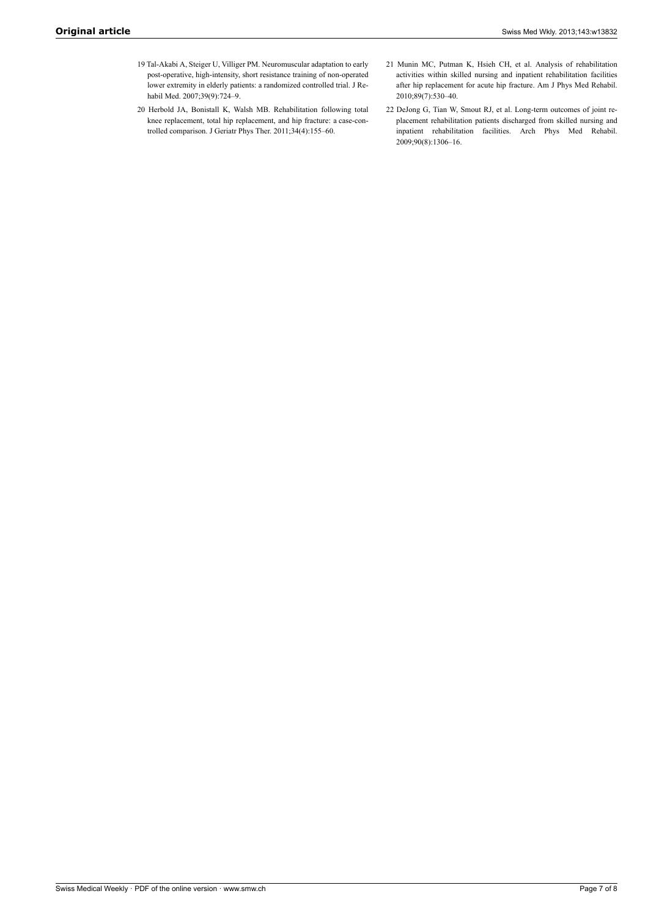19 Tal-Akabi A, Steiger U, Villiger PM. Neuromuscular adaptation to early post-operative, high-intensity, short resistance training of non-operated lower extremity in elderly patients: a randomized controlled trial. J Rehabil Med. 2007;39(9):724–9.

20 Herbold JA, Bonistall K, Walsh MB. Rehabilitation following total knee replacement, total hip replacement, and hip fracture: a case-controlled comparison. J Geriatr Phys Ther. 2011;34(4):155–60.

21 Munin MC, Putman K, Hsieh CH, et al. Analysis of rehabilitation activities within skilled nursing and inpatient rehabilitation facilities after hip replacement for acute hip fracture. Am J Phys Med Rehabil. 2010;89(7):530–40.

22 DeJong G, Tian W, Smout RJ, et al. Long-term outcomes of joint replacement rehabilitation patients discharged from skilled nursing and inpatient rehabilitation facilities. Arch Phys Med Rehabil. 2009;90(8):1306–16.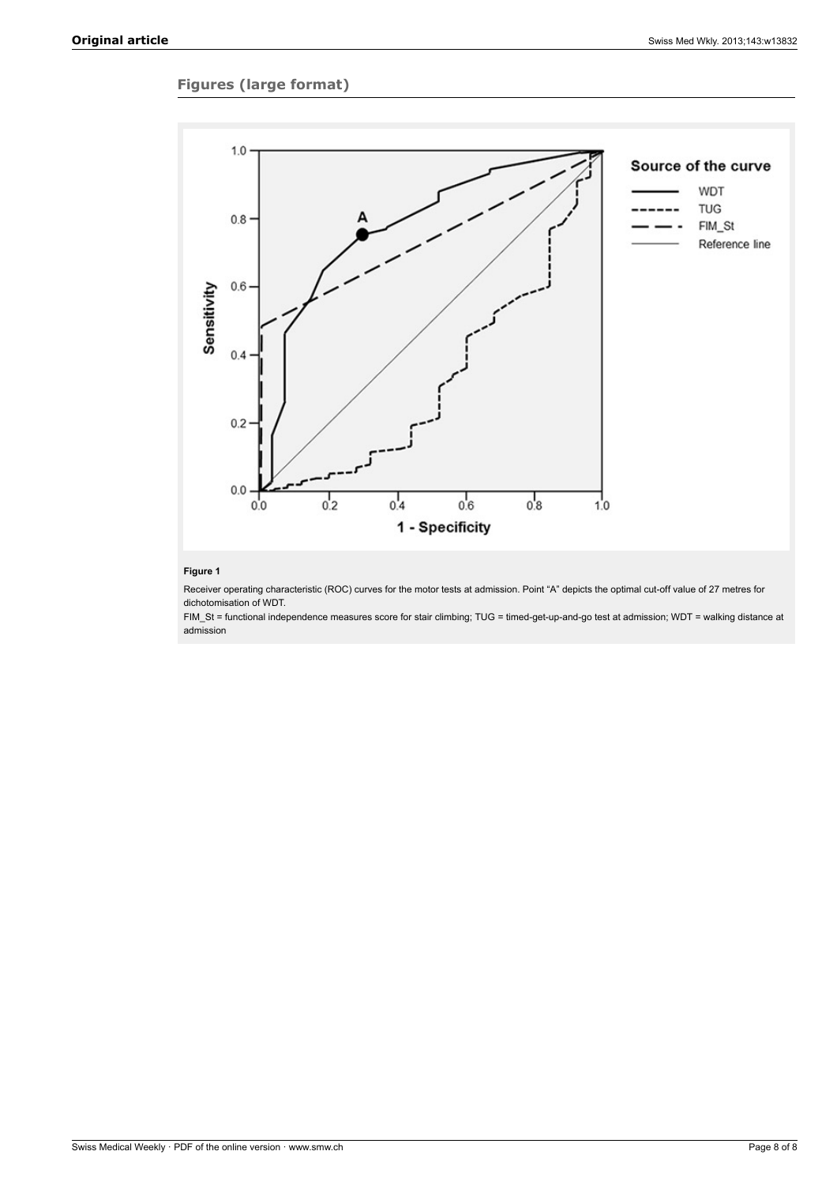## Figures (large format)

1.0
0.8
0.6
0.4
0.2
0.0
Sensitivity
0.0
0.2
0.4
0.6
0.8
1.0
1 - Specificity
A

Source of the curve
WDT
TUG
FIM_St
Reference line

**Figure 1**

Receiver operating characteristic (ROC) curves for the motor tests at admission. Point “A” depicts the optimal cut-off value of 27 metres for dichotomisation of WDT.

FIM_St = functional independence measures score for stair climbing; TUG = timed-get-up-and-go test at admission; WDT = walking distance at admission